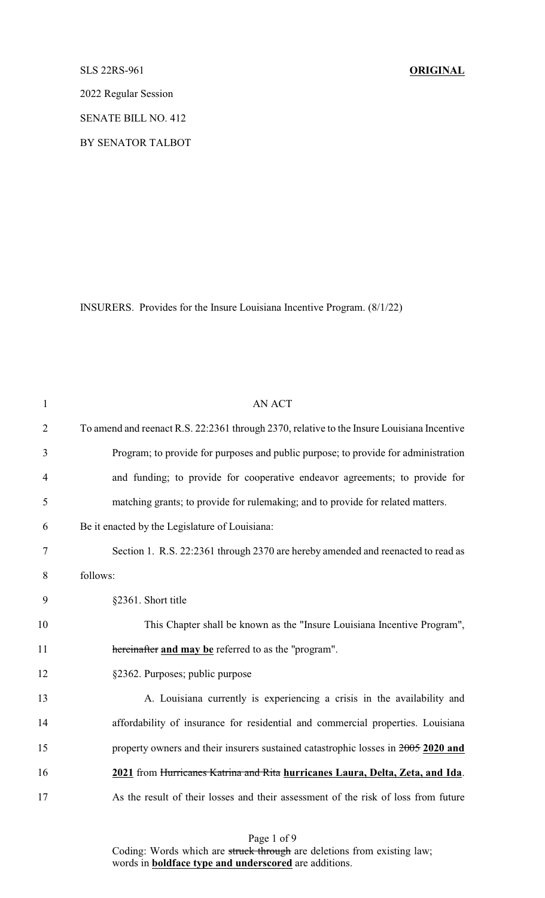SLS 22RS-961 **ORIGINAL**

2022 Regular Session

SENATE BILL NO. 412

BY SENATOR TALBOT

INSURERS. Provides for the Insure Louisiana Incentive Program. (8/1/22)

AN ACT

To amend and reenact R.S. 22:2361 through 2370, relative to the Insure Louisiana Incentive Program; to provide for purposes and public purpose; to provide for administration and funding; to provide for cooperative endeavor agreements; to provide for matching grants; to provide for rulemaking; and to provide for related matters.

Be it enacted by the Legislature of Louisiana:

Section 1. R.S. 22:2361 through 2370 are hereby amended and reenacted to read as follows:

§2361. Short title

This Chapter shall be known as the "Insure Louisiana Incentive Program", ~~hereinafter~~ **and may be** referred to as the "program".

§2362. Purposes; public purpose

A. Louisiana currently is experiencing a crisis in the availability and affordability of insurance for residential and commercial properties. Louisiana property owners and their insurers sustained catastrophic losses in ~~2005~~ **2020 and 2021** from ~~Hurricanes Katrina and Rita~~ **hurricanes Laura, Delta, Zeta, and Ida**. As the result of their losses and their assessment of the risk of loss from future

Coding: Words which are ~~struck through~~ are deletions from existing law; words in **boldface type and underscored** are additions.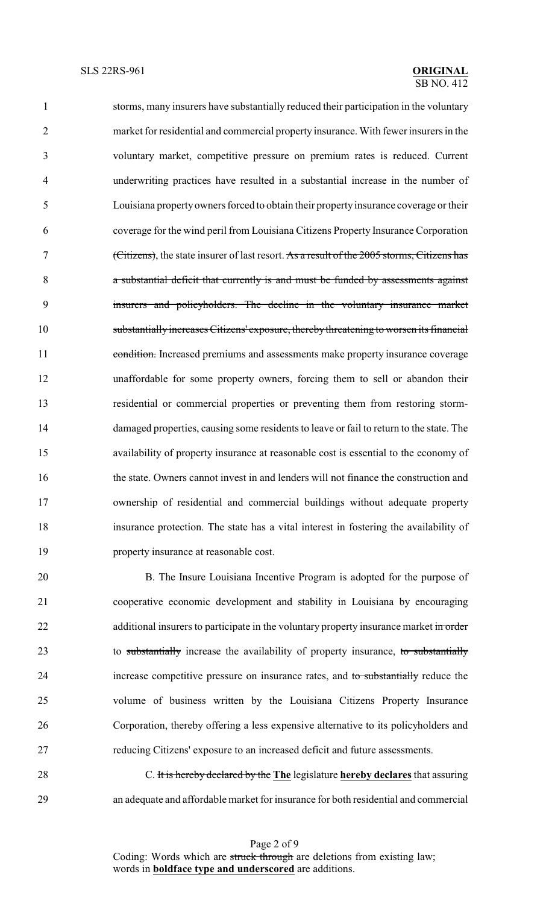storms, many insurers have substantially reduced their participation in the voluntary market for residential and commercial property insurance. With fewer insurers in the voluntary market, competitive pressure on premium rates is reduced. Current underwriting practices have resulted in a substantial increase in the number of Louisiana property owners forced to obtain their property insurance coverage or their coverage for the wind peril from Louisiana Citizens Property Insurance Corporation ~~(Citizens)~~, the state insurer of last resort. ~~As a result of the 2005 storms, Citizens has a substantial deficit that currently is and must be funded by assessments against insurers and policyholders. The decline in the voluntary insurance market substantially increases Citizens' exposure, thereby threatening to worsen its financial condition.~~ Increased premiums and assessments make property insurance coverage unaffordable for some property owners, forcing them to sell or abandon their residential or commercial properties or preventing them from restoring storm-damaged properties, causing some residents to leave or fail to return to the state. The availability of property insurance at reasonable cost is essential to the economy of the state. Owners cannot invest in and lenders will not finance the construction and ownership of residential and commercial buildings without adequate property insurance protection. The state has a vital interest in fostering the availability of property insurance at reasonable cost.

B. The Insure Louisiana Incentive Program is adopted for the purpose of cooperative economic development and stability in Louisiana by encouraging additional insurers to participate in the voluntary property insurance market ~~in order~~ to ~~substantially~~ increase the availability of property insurance, ~~to substantially~~ increase competitive pressure on insurance rates, and ~~to substantially~~ reduce the volume of business written by the Louisiana Citizens Property Insurance Corporation, thereby offering a less expensive alternative to its policyholders and reducing Citizens' exposure to an increased deficit and future assessments.

C. ~~It is hereby declared by the~~ **The** legislature **hereby declares** that assuring an adequate and affordable market for insurance for both residential and commercial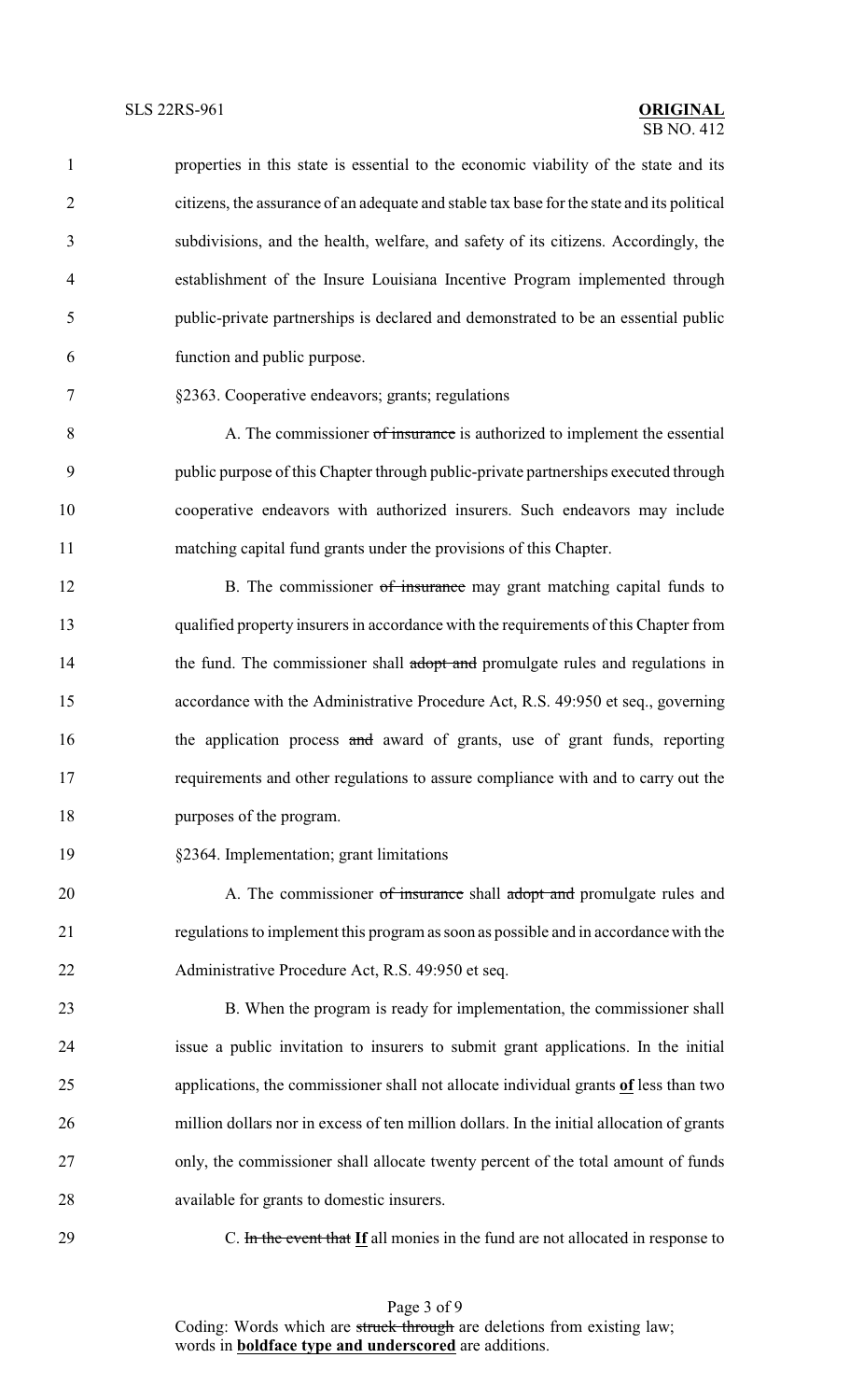properties in this state is essential to the economic viability of the state and its citizens, the assurance of an adequate and stable tax base for the state and its political subdivisions, and the health, welfare, and safety of its citizens. Accordingly, the establishment of the Insure Louisiana Incentive Program implemented through public-private partnerships is declared and demonstrated to be an essential public function and public purpose.

§2363. Cooperative endeavors; grants; regulations

A. The commissioner ~~of insurance~~ is authorized to implement the essential public purpose of this Chapter through public-private partnerships executed through cooperative endeavors with authorized insurers. Such endeavors may include matching capital fund grants under the provisions of this Chapter.

B. The commissioner ~~of insurance~~ may grant matching capital funds to qualified property insurers in accordance with the requirements of this Chapter from the fund. The commissioner shall ~~adopt and~~ promulgate rules and regulations in accordance with the Administrative Procedure Act, R.S. 49:950 et seq., governing the application process ~~and~~ award of grants, use of grant funds, reporting requirements and other regulations to assure compliance with and to carry out the purposes of the program.

§2364. Implementation; grant limitations

A. The commissioner ~~of insurance~~ shall ~~adopt and~~ promulgate rules and regulations to implement this program as soon as possible and in accordance with the Administrative Procedure Act, R.S. 49:950 et seq.

B. When the program is ready for implementation, the commissioner shall issue a public invitation to insurers to submit grant applications. In the initial applications, the commissioner shall not allocate individual grants **<u>of</u>** less than two million dollars nor in excess of ten million dollars. In the initial allocation of grants only, the commissioner shall allocate twenty percent of the total amount of funds available for grants to domestic insurers.

C. ~~In the event that~~ **<u>If</u>** all monies in the fund are not allocated in response to

Coding: Words which are ~~struck through~~ are deletions from existing law; words in **<u>boldface type and underscored</u>** are additions.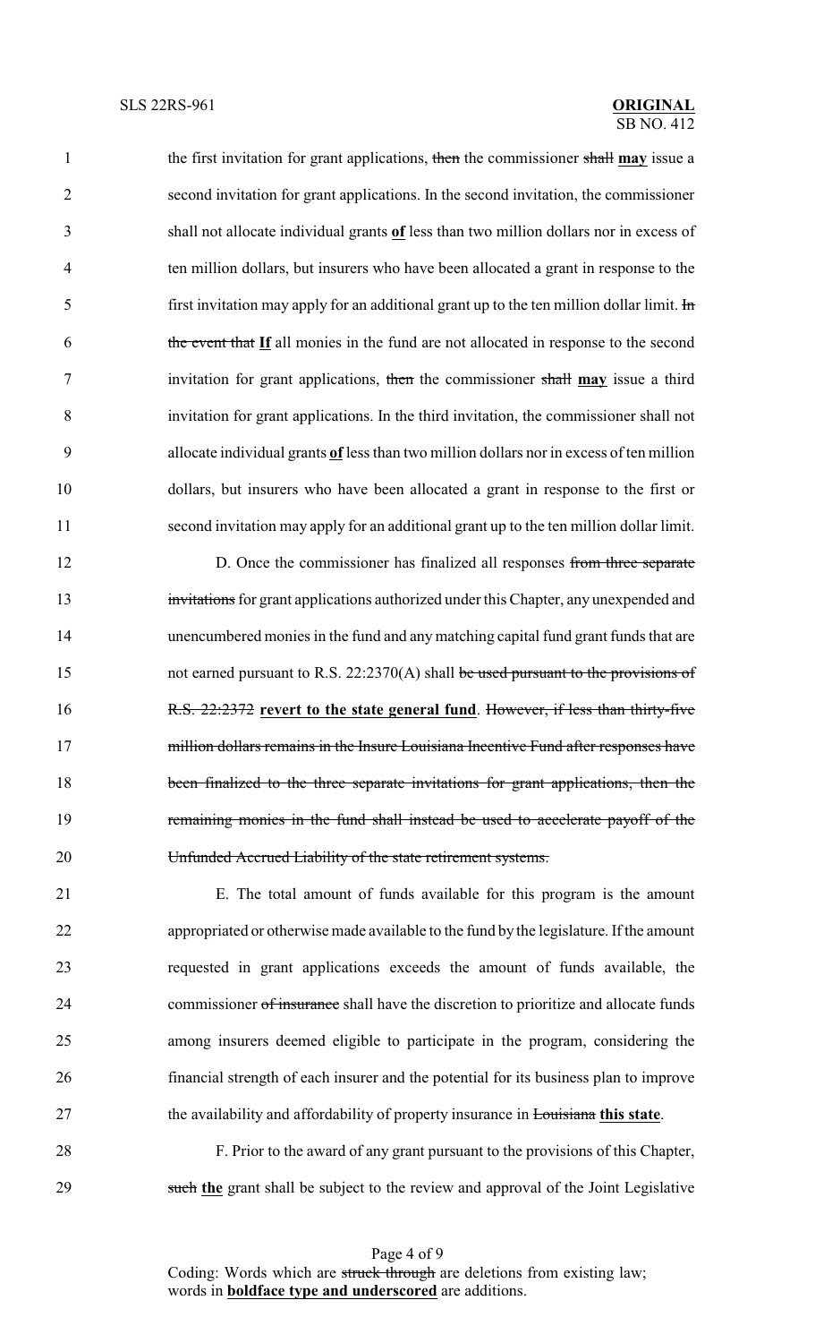the first invitation for grant applications, ~~then~~ the commissioner ~~shall~~ **<u>may</u>** issue a second invitation for grant applications. In the second invitation, the commissioner shall not allocate individual grants **<u>of</u>** less than two million dollars nor in excess of ten million dollars, but insurers who have been allocated a grant in response to the first invitation may apply for an additional grant up to the ten million dollar limit. ~~In the event that~~ **<u>If</u>** all monies in the fund are not allocated in response to the second invitation for grant applications, ~~then~~ the commissioner ~~shall~~ **<u>may</u>** issue a third invitation for grant applications. In the third invitation, the commissioner shall not allocate individual grants **<u>of</u>** less than two million dollars nor in excess of ten million dollars, but insurers who have been allocated a grant in response to the first or second invitation may apply for an additional grant up to the ten million dollar limit.

D. Once the commissioner has finalized all responses ~~from three separate invitations~~ for grant applications authorized under this Chapter, any unexpended and unencumbered monies in the fund and any matching capital fund grant funds that are not earned pursuant to R.S. 22:2370(A) shall ~~be used pursuant to the provisions of R.S. 22:2372~~ **<u>revert to the state general fund</u>**. ~~However, if less than thirty-five million dollars remains in the Insure Louisiana Incentive Fund after responses have been finalized to the three separate invitations for grant applications, then the remaining monies in the fund shall instead be used to accelerate payoff of the Unfunded Accrued Liability of the state retirement systems.~~

E. The total amount of funds available for this program is the amount appropriated or otherwise made available to the fund by the legislature. If the amount requested in grant applications exceeds the amount of funds available, the commissioner ~~of insurance~~ shall have the discretion to prioritize and allocate funds among insurers deemed eligible to participate in the program, considering the financial strength of each insurer and the potential for its business plan to improve the availability and affordability of property insurance in ~~Louisiana~~ **<u>this state</u>**.

F. Prior to the award of any grant pursuant to the provisions of this Chapter, ~~such~~ **<u>the</u>** grant shall be subject to the review and approval of the Joint Legislative

Coding: Words which are ~~struck through~~ are deletions from existing law; words in **<u>boldface type and underscored</u>** are additions.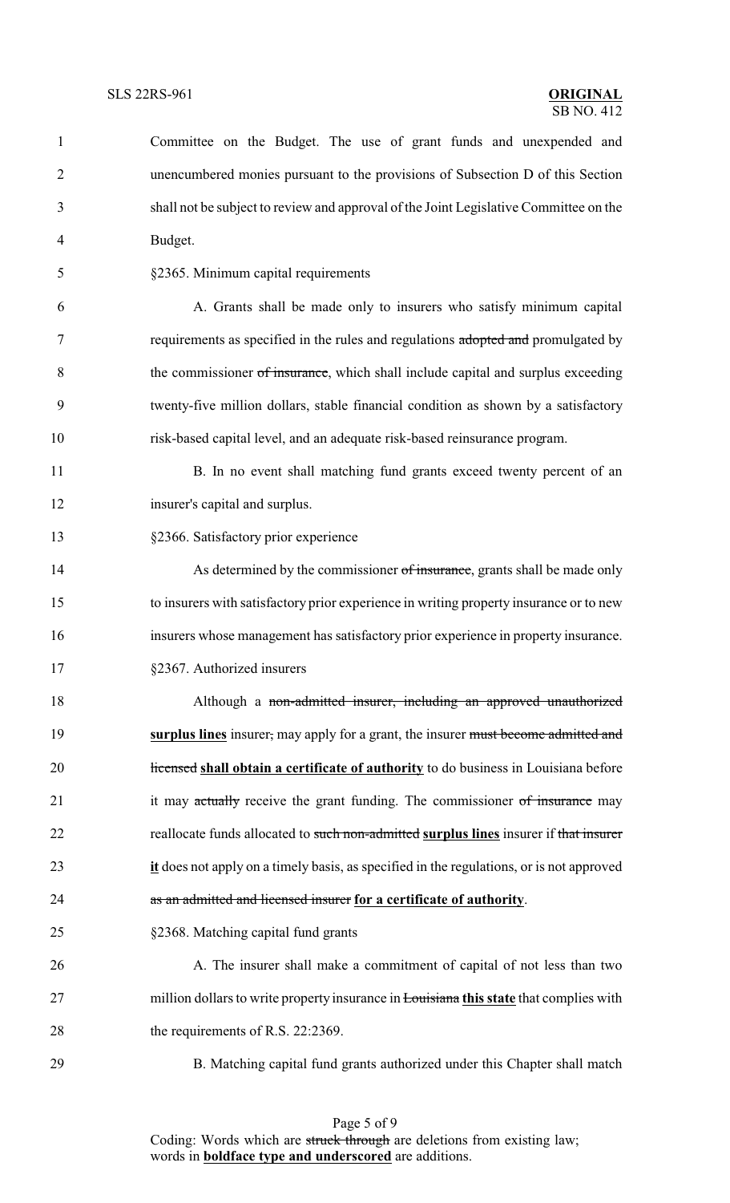Committee on the Budget. The use of grant funds and unexpended and unencumbered monies pursuant to the provisions of Subsection D of this Section shall not be subject to review and approval of the Joint Legislative Committee on the Budget.

§2365. Minimum capital requirements

A. Grants shall be made only to insurers who satisfy minimum capital requirements as specified in the rules and regulations ~~adopted and~~ promulgated by the commissioner ~~of insurance~~, which shall include capital and surplus exceeding twenty-five million dollars, stable financial condition as shown by a satisfactory risk-based capital level, and an adequate risk-based reinsurance program.

B. In no event shall matching fund grants exceed twenty percent of an insurer's capital and surplus.

§2366. Satisfactory prior experience

As determined by the commissioner ~~of insurance~~, grants shall be made only to insurers with satisfactory prior experience in writing property insurance or to new insurers whose management has satisfactory prior experience in property insurance.

§2367. Authorized insurers

Although a ~~non-admitted insurer, including an approved unauthorized~~ **surplus lines** insurer~~,~~ may apply for a grant, the insurer ~~must become admitted and licensed~~ **shall obtain a certificate of authority** to do business in Louisiana before it may ~~actually~~ receive the grant funding. The commissioner ~~of insurance~~ may reallocate funds allocated to ~~such non-admitted~~ **surplus lines** insurer if ~~that insurer~~ **it** does not apply on a timely basis, as specified in the regulations, or is not approved ~~as an admitted and licensed insurer~~ **for a certificate of authority**.

§2368. Matching capital fund grants

A. The insurer shall make a commitment of capital of not less than two million dollars to write property insurance in ~~Louisiana~~ **this state** that complies with the requirements of R.S. 22:2369.

B. Matching capital fund grants authorized under this Chapter shall match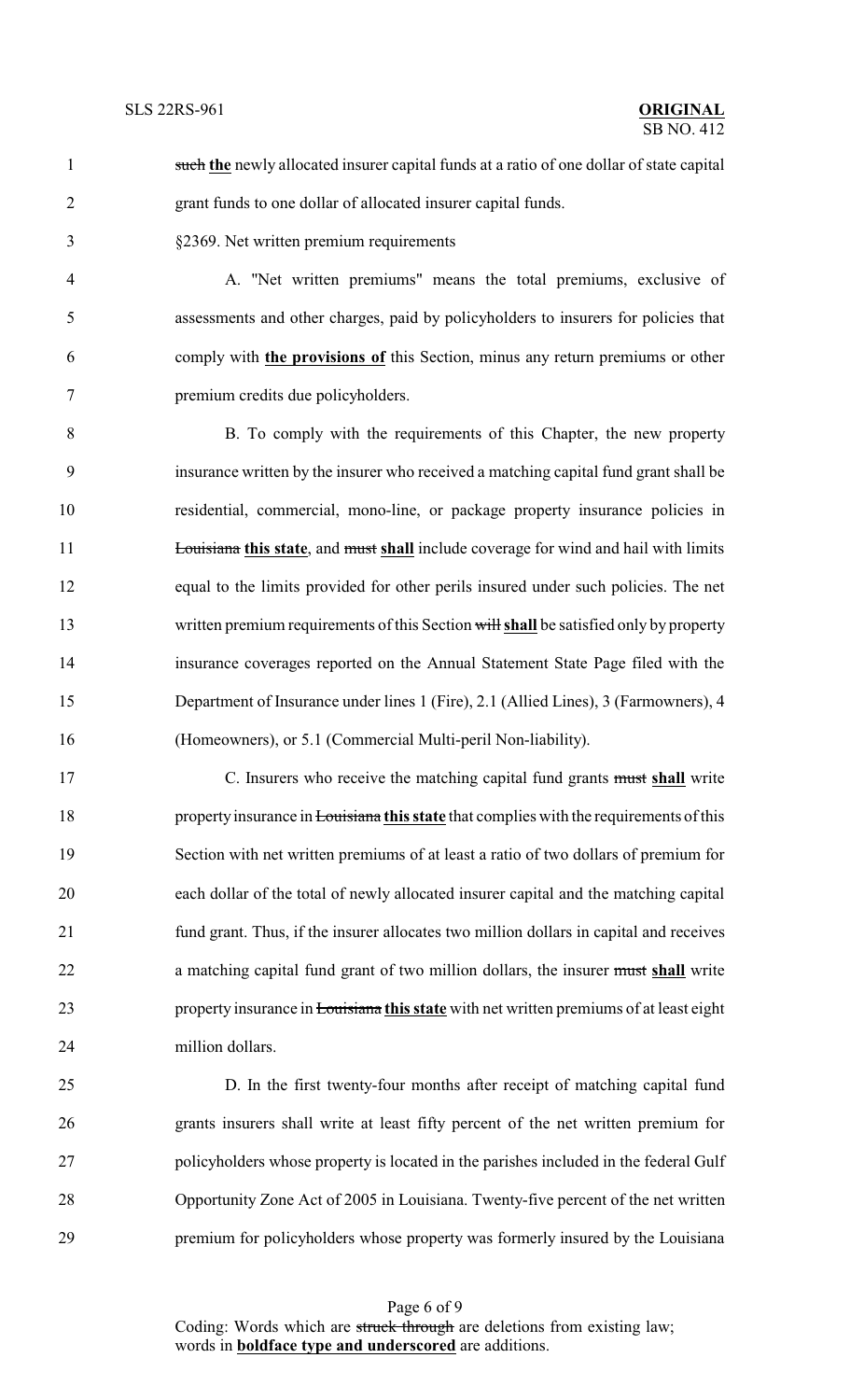~~such~~ **the** newly allocated insurer capital funds at a ratio of one dollar of state capital grant funds to one dollar of allocated insurer capital funds.

§2369. Net written premium requirements

A. "Net written premiums" means the total premiums, exclusive of assessments and other charges, paid by policyholders to insurers for policies that comply with **the provisions of** this Section, minus any return premiums or other premium credits due policyholders.

B. To comply with the requirements of this Chapter, the new property insurance written by the insurer who received a matching capital fund grant shall be residential, commercial, mono-line, or package property insurance policies in ~~Louisiana~~ **this state**, and ~~must~~ **shall** include coverage for wind and hail with limits equal to the limits provided for other perils insured under such policies. The net written premium requirements of this Section ~~will~~ **shall** be satisfied only by property insurance coverages reported on the Annual Statement State Page filed with the Department of Insurance under lines 1 (Fire), 2.1 (Allied Lines), 3 (Farmowners), 4 (Homeowners), or 5.1 (Commercial Multi-peril Non-liability).

C. Insurers who receive the matching capital fund grants ~~must~~ **shall** write property insurance in ~~Louisiana~~ **this state** that complies with the requirements of this Section with net written premiums of at least a ratio of two dollars of premium for each dollar of the total of newly allocated insurer capital and the matching capital fund grant. Thus, if the insurer allocates two million dollars in capital and receives a matching capital fund grant of two million dollars, the insurer ~~must~~ **shall** write property insurance in ~~Louisiana~~ **this state** with net written premiums of at least eight million dollars.

D. In the first twenty-four months after receipt of matching capital fund grants insurers shall write at least fifty percent of the net written premium for policyholders whose property is located in the parishes included in the federal Gulf Opportunity Zone Act of 2005 in Louisiana. Twenty-five percent of the net written premium for policyholders whose property was formerly insured by the Louisiana

Coding: Words which are ~~struck through~~ are deletions from existing law; words in **boldface type and underscored** are additions.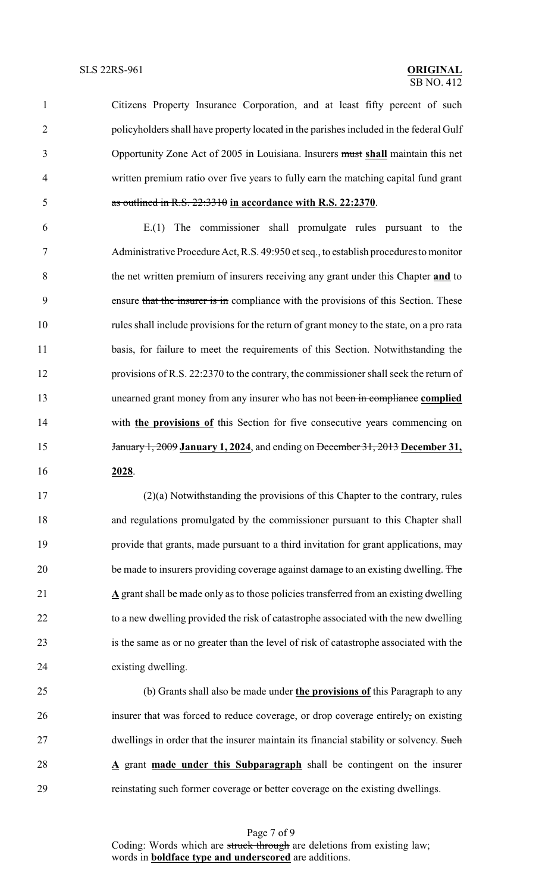Citizens Property Insurance Corporation, and at least fifty percent of such policyholders shall have property located in the parishes included in the federal Gulf Opportunity Zone Act of 2005 in Louisiana. Insurers ~~must~~ **shall** maintain this net written premium ratio over five years to fully earn the matching capital fund grant ~~as outlined in R.S. 22:3310~~ **in accordance with R.S. 22:2370**.

E.(1) The commissioner shall promulgate rules pursuant to the Administrative Procedure Act, R.S. 49:950 et seq., to establish procedures to monitor the net written premium of insurers receiving any grant under this Chapter **and** to ensure ~~that the insurer is in~~ compliance with the provisions of this Section. These rules shall include provisions for the return of grant money to the state, on a pro rata basis, for failure to meet the requirements of this Section. Notwithstanding the provisions of R.S. 22:2370 to the contrary, the commissioner shall seek the return of unearned grant money from any insurer who has not ~~been in compliance~~ **complied** with **the provisions of** this Section for five consecutive years commencing on ~~January 1, 2009~~ **January 1, 2024**, and ending on ~~December 31, 2013~~ **December 31, 2028**.

(2)(a) Notwithstanding the provisions of this Chapter to the contrary, rules and regulations promulgated by the commissioner pursuant to this Chapter shall provide that grants, made pursuant to a third invitation for grant applications, may be made to insurers providing coverage against damage to an existing dwelling. ~~The~~ **A** grant shall be made only as to those policies transferred from an existing dwelling to a new dwelling provided the risk of catastrophe associated with the new dwelling is the same as or no greater than the level of risk of catastrophe associated with the existing dwelling.

(b) Grants shall also be made under **the provisions of** this Paragraph to any insurer that was forced to reduce coverage, or drop coverage entirely~~,~~ on existing dwellings in order that the insurer maintain its financial stability or solvency. ~~Such~~ **A** grant **made under this Subparagraph** shall be contingent on the insurer reinstating such former coverage or better coverage on the existing dwellings.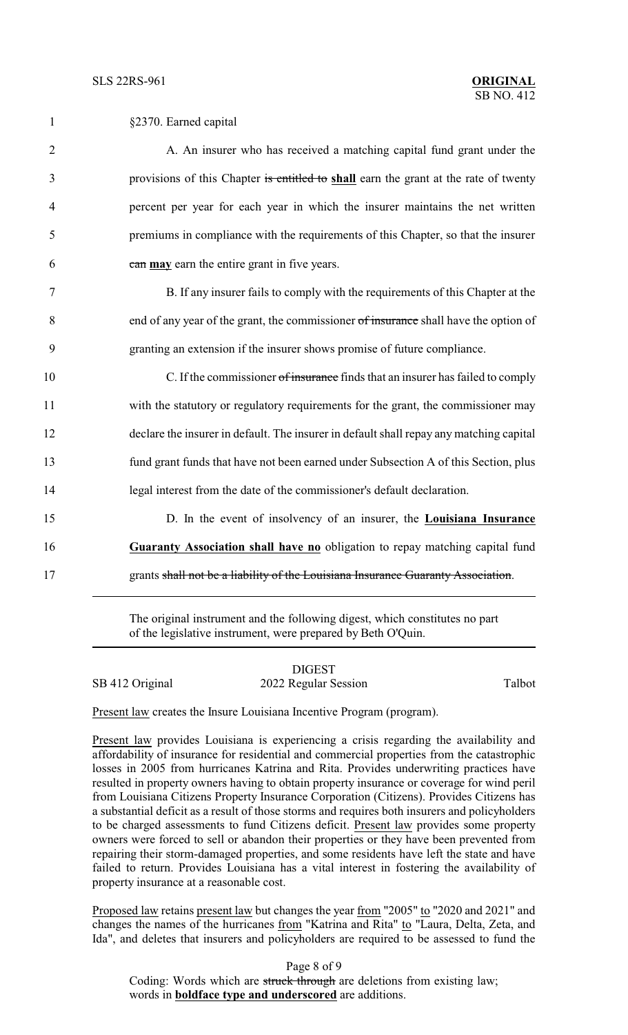§2370. Earned capital

A. An insurer who has received a matching capital fund grant under the provisions of this Chapter ~~is entitled to~~ **shall** earn the grant at the rate of twenty percent per year for each year in which the insurer maintains the net written premiums in compliance with the requirements of this Chapter, so that the insurer ~~can~~ **may** earn the entire grant in five years.

B. If any insurer fails to comply with the requirements of this Chapter at the end of any year of the grant, the commissioner ~~of insurance~~ shall have the option of granting an extension if the insurer shows promise of future compliance.

C. If the commissioner ~~of insurance~~ finds that an insurer has failed to comply with the statutory or regulatory requirements for the grant, the commissioner may declare the insurer in default. The insurer in default shall repay any matching capital fund grant funds that have not been earned under Subsection A of this Section, plus legal interest from the date of the commissioner's default declaration.

D. In the event of insolvency of an insurer, the **Louisiana Insurance Guaranty Association shall have no** obligation to repay matching capital fund grants ~~shall not be a liability of the Louisiana Insurance Guaranty Association~~.

---

The original instrument and the following digest, which constitutes no part of the legislative instrument, were prepared by Beth O'Quin.

DIGEST

SB 412 Original — 2022 Regular Session — Talbot

Present law creates the Insure Louisiana Incentive Program (program).

Present law provides Louisiana is experiencing a crisis regarding the availability and affordability of insurance for residential and commercial properties from the catastrophic losses in 2005 from hurricanes Katrina and Rita. Provides underwriting practices have resulted in property owners having to obtain property insurance or coverage for wind peril from Louisiana Citizens Property Insurance Corporation (Citizens). Provides Citizens has a substantial deficit as a result of those storms and requires both insurers and policyholders to be charged assessments to fund Citizens deficit. Present law provides some property owners were forced to sell or abandon their properties or they have been prevented from repairing their storm-damaged properties, and some residents have left the state and have failed to return. Provides Louisiana has a vital interest in fostering the availability of property insurance at a reasonable cost.

Proposed law retains present law but changes the year from "2005" to "2020 and 2021" and changes the names of the hurricanes from "Katrina and Rita" to "Laura, Delta, Zeta, and Ida", and deletes that insurers and policyholders are required to be assessed to fund the

Coding: Words which are ~~struck through~~ are deletions from existing law; words in **boldface type and underscored** are additions.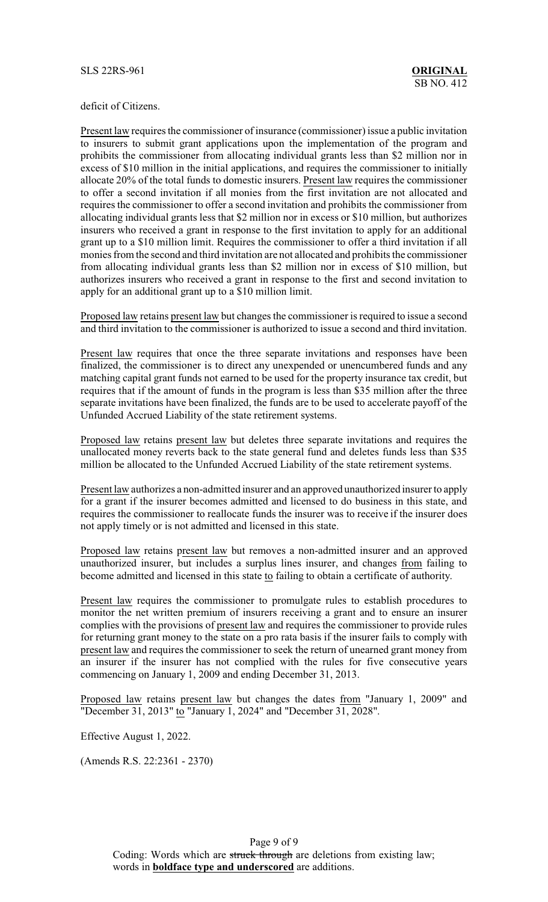deficit of Citizens.

Present law requires the commissioner of insurance (commissioner) issue a public invitation to insurers to submit grant applications upon the implementation of the program and prohibits the commissioner from allocating individual grants less than $2 million nor in excess of $10 million in the initial applications, and requires the commissioner to initially allocate 20% of the total funds to domestic insurers. Present law requires the commissioner to offer a second invitation if all monies from the first invitation are not allocated and requires the commissioner to offer a second invitation and prohibits the commissioner from allocating individual grants less that $2 million nor in excess or $10 million, but authorizes insurers who received a grant in response to the first invitation to apply for an additional grant up to a $10 million limit. Requires the commissioner to offer a third invitation if all monies from the second and third invitation are not allocated and prohibits the commissioner from allocating individual grants less than $2 million nor in excess of $10 million, but authorizes insurers who received a grant in response to the first and second invitation to apply for an additional grant up to a $10 million limit.

Proposed law retains present law but changes the commissioner is required to issue a second and third invitation to the commissioner is authorized to issue a second and third invitation.

Present law requires that once the three separate invitations and responses have been finalized, the commissioner is to direct any unexpended or unencumbered funds and any matching capital grant funds not earned to be used for the property insurance tax credit, but requires that if the amount of funds in the program is less than $35 million after the three separate invitations have been finalized, the funds are to be used to accelerate payoff of the Unfunded Accrued Liability of the state retirement systems.

Proposed law retains present law but deletes three separate invitations and requires the unallocated money reverts back to the state general fund and deletes funds less than $35 million be allocated to the Unfunded Accrued Liability of the state retirement systems.

Present law authorizes a non-admitted insurer and an approved unauthorized insurer to apply for a grant if the insurer becomes admitted and licensed to do business in this state, and requires the commissioner to reallocate funds the insurer was to receive if the insurer does not apply timely or is not admitted and licensed in this state.

Proposed law retains present law but removes a non-admitted insurer and an approved unauthorized insurer, but includes a surplus lines insurer, and changes from failing to become admitted and licensed in this state to failing to obtain a certificate of authority.

Present law requires the commissioner to promulgate rules to establish procedures to monitor the net written premium of insurers receiving a grant and to ensure an insurer complies with the provisions of present law and requires the commissioner to provide rules for returning grant money to the state on a pro rata basis if the insurer fails to comply with present law and requires the commissioner to seek the return of unearned grant money from an insurer if the insurer has not complied with the rules for five consecutive years commencing on January 1, 2009 and ending December 31, 2013.

Proposed law retains present law but changes the dates from "January 1, 2009" and "December 31, 2013" to "January 1, 2024" and "December 31, 2028".

Effective August 1, 2022.

(Amends R.S. 22:2361 - 2370)

Coding: Words which are ~~struck through~~ are deletions from existing law; words in **underscored boldface type and underscored** are additions.